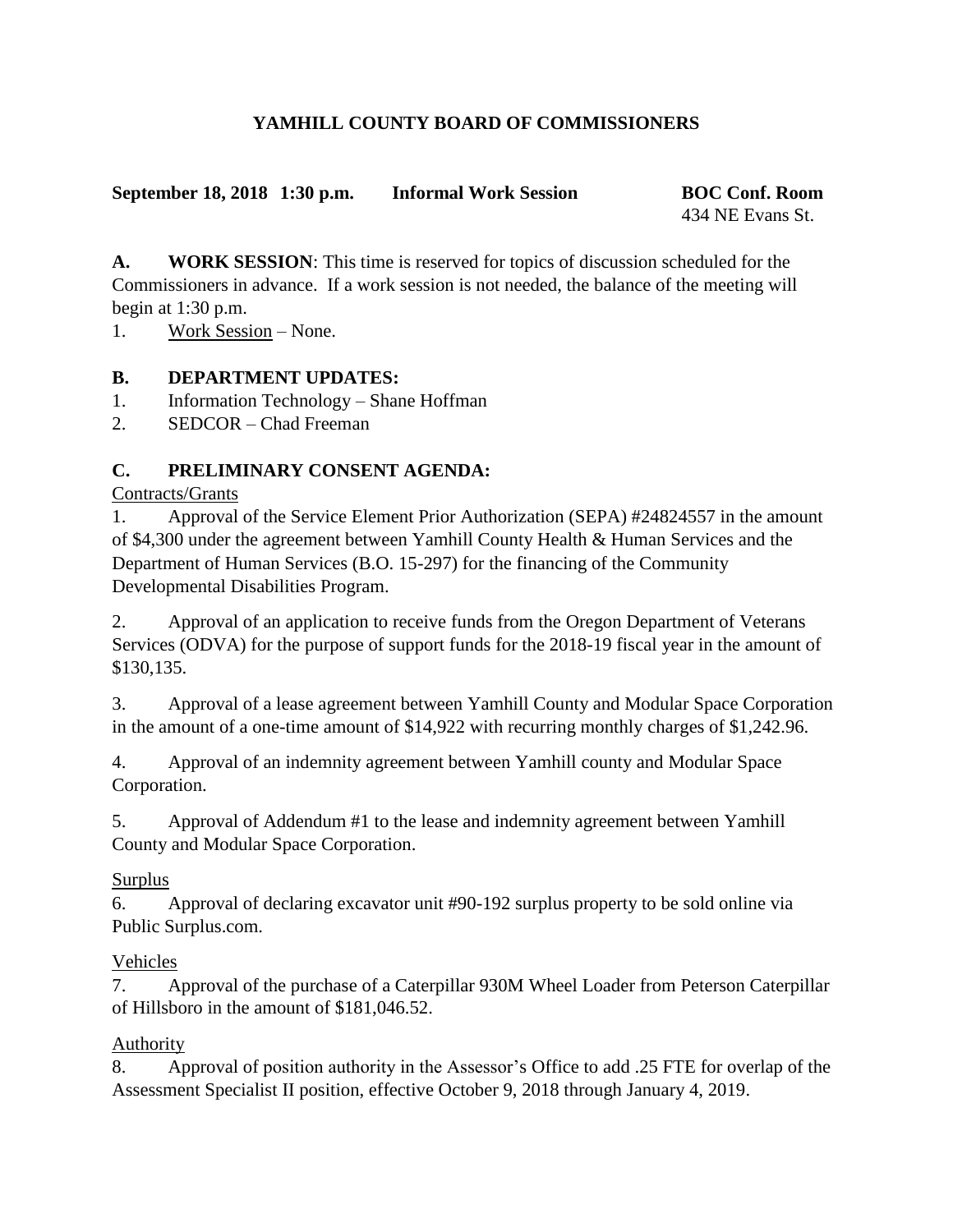# YAMHILL COUNTY BOARD OF COMMISSIONERS

**September 18, 2018 1:30 p.m. Informal Work Session BOC Conf. Room**
434 NE Evans St.

**A. WORK SESSION**: This time is reserved for topics of discussion scheduled for the Commissioners in advance. If a work session is not needed, the balance of the meeting will begin at 1:30 p.m.

1. Work Session – None.

**B. DEPARTMENT UPDATES:**

1. Information Technology – Shane Hoffman
2. SEDCOR – Chad Freeman

**C. PRELIMINARY CONSENT AGENDA:**

Contracts/Grants

1. Approval of the Service Element Prior Authorization (SEPA) #24824557 in the amount of $4,300 under the agreement between Yamhill County Health & Human Services and the Department of Human Services (B.O. 15-297) for the financing of the Community Developmental Disabilities Program.

2. Approval of an application to receive funds from the Oregon Department of Veterans Services (ODVA) for the purpose of support funds for the 2018-19 fiscal year in the amount of $130,135.

3. Approval of a lease agreement between Yamhill County and Modular Space Corporation in the amount of a one-time amount of $14,922 with recurring monthly charges of $1,242.96.

4. Approval of an indemnity agreement between Yamhill county and Modular Space Corporation.

5. Approval of Addendum #1 to the lease and indemnity agreement between Yamhill County and Modular Space Corporation.

Surplus

6. Approval of declaring excavator unit #90-192 surplus property to be sold online via Public Surplus.com.

Vehicles

7. Approval of the purchase of a Caterpillar 930M Wheel Loader from Peterson Caterpillar of Hillsboro in the amount of $181,046.52.

Authority

8. Approval of position authority in the Assessor's Office to add .25 FTE for overlap of the Assessment Specialist II position, effective October 9, 2018 through January 4, 2019.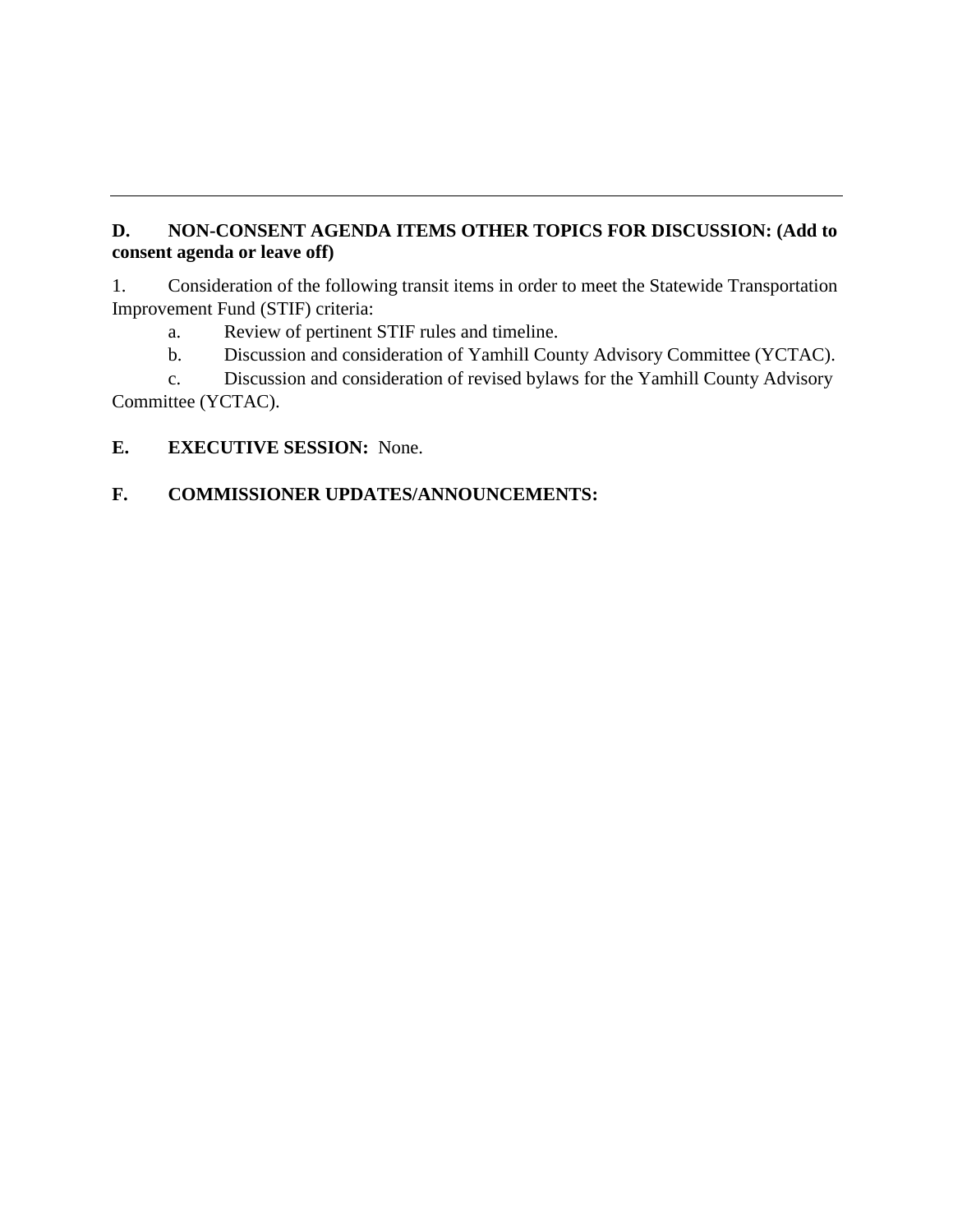---

**D. NON-CONSENT AGENDA ITEMS OTHER TOPICS FOR DISCUSSION: (Add to consent agenda or leave off)**

1. Consideration of the following transit items in order to meet the Statewide Transportation Improvement Fund (STIF) criteria:

   a. Review of pertinent STIF rules and timeline.

   b. Discussion and consideration of Yamhill County Advisory Committee (YCTAC).

   c. Discussion and consideration of revised bylaws for the Yamhill County Advisory Committee (YCTAC).

**E. EXECUTIVE SESSION:** None.

**F. COMMISSIONER UPDATES/ANNOUNCEMENTS:**